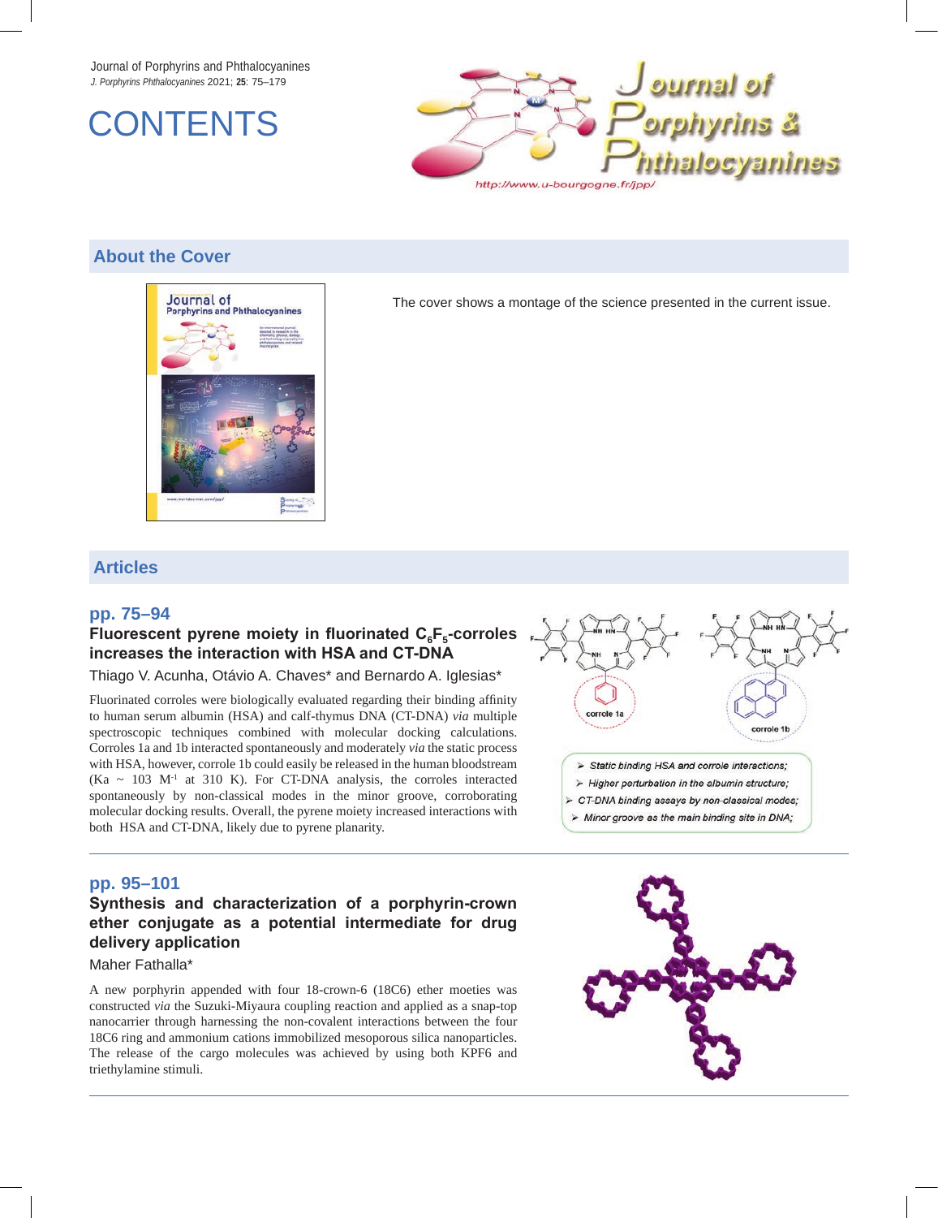Journal of Porphyrins and Phthalocyanines

*J. Porphyrins Phthalocyanines* 2021; **25**: 75–179

# CONTENTS

## About the Cover

The cover shows a montage of the science presented in the current issue.

## Articles

### pp. 75–94

**Fluorescent pyrene moiety in fluorinated $C_6F_5$-corroles increases the interaction with HSA and CT-DNA**

Thiago V. Acunha, Otávio A. Chaves* and Bernardo A. Iglesias*

Fluorinated corroles were biologically evaluated regarding their binding affinity to human serum albumin (HSA) and calf-thymus DNA (CT-DNA) *via* multiple spectroscopic techniques combined with molecular docking calculations. Corroles 1a and 1b interacted spontaneously and moderately *via* the static process with HSA, however, corrole 1b could easily be released in the human bloodstream (Ka ~ 103 $M^{-1}$ at 310 K). For CT-DNA analysis, the corroles interacted spontaneously by non-classical modes in the minor groove, corroborating molecular docking results. Overall, the pyrene moiety increased interactions with both HSA and CT-DNA, likely due to pyrene planarity.

### pp. 95–101

**Synthesis and characterization of a porphyrin-crown ether conjugate as a potential intermediate for drug delivery application**

Maher Fathalla*

A new porphyrin appended with four 18-crown-6 (18C6) ether moeties was constructed *via* the Suzuki-Miyaura coupling reaction and applied as a snap-top nanocarrier through harnessing the non-covalent interactions between the four 18C6 ring and ammonium cations immobilized mesoporous silica nanoparticles. The release of the cargo molecules was achieved by using both KPF6 and triethylamine stimuli.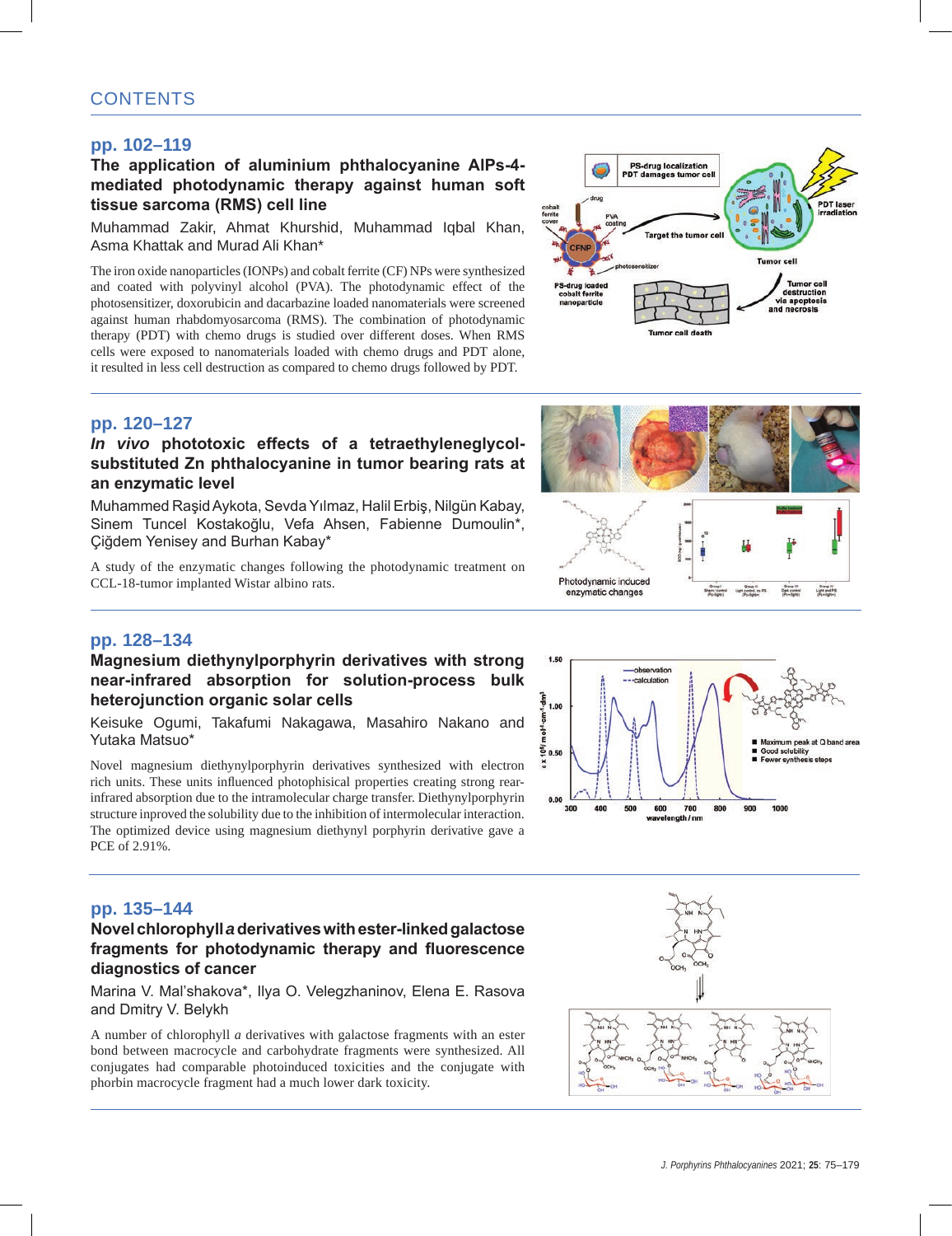# CONTENTS

## pp. 102–119

### The application of aluminium phthalocyanine AlPs-4-mediated photodynamic therapy against human soft tissue sarcoma (RMS) cell line

Muhammad Zakir, Ahmat Khurshid, Muhammad Iqbal Khan, Asma Khattak and Murad Ali Khan*

The iron oxide nanoparticles (IONPs) and cobalt ferrite (CF) NPs were synthesized and coated with polyvinyl alcohol (PVA). The photodynamic effect of the photosensitizer, doxorubicin and dacarbazine loaded nanomaterials were screened against human rhabdomyosarcoma (RMS). The combination of photodynamic therapy (PDT) with chemo drugs is studied over different doses. When RMS cells were exposed to nanomaterials loaded with chemo drugs and PDT alone, it resulted in less cell destruction as compared to chemo drugs followed by PDT.

## pp. 120–127

### *In vivo* phototoxic effects of a tetraethyleneglycol-substituted Zn phthalocyanine in tumor bearing rats at an enzymatic level

Muhammed Raşid Aykota, Sevda Yılmaz, Halil Erbiş, Nilgün Kabay, Sinem Tuncel Kostakoğlu, Vefa Ahsen, Fabienne Dumoulin*, Çiğdem Yenisey and Burhan Kabay*

A study of the enzymatic changes following the photodynamic treatment on CCL-18-tumor implanted Wistar albino rats.

## pp. 128–134

### Magnesium diethynylporphyrin derivatives with strong near-infrared absorption for solution-process bulk heterojunction organic solar cells

Keisuke Ogumi, Takafumi Nakagawa, Masahiro Nakano and Yutaka Matsuo*

Novel magnesium diethynylporphyrin derivatives synthesized with electron rich units. These units influenced photophisical properties creating strong rear-infrared absorption due to the intramolecular charge transfer. Diethynylporphyrin structure inproved the solubility due to the inhibition of intermolecular interaction. The optimized device using magnesium diethynyl porphyrin derivative gave a PCE of 2.91%.

## pp. 135–144

### Novel chlorophyll *a* derivatives with ester-linked galactose fragments for photodynamic therapy and fluorescence diagnostics of cancer

Marina V. Mal'shakova*, Ilya O. Velegzhaninov, Elena E. Rasova and Dmitry V. Belykh

A number of chlorophyll *a* derivatives with galactose fragments with an ester bond between macrocycle and carbohydrate fragments were synthesized. All conjugates had comparable photoinduced toxicities and the conjugate with phorbin macrocycle fragment had a much lower dark toxicity.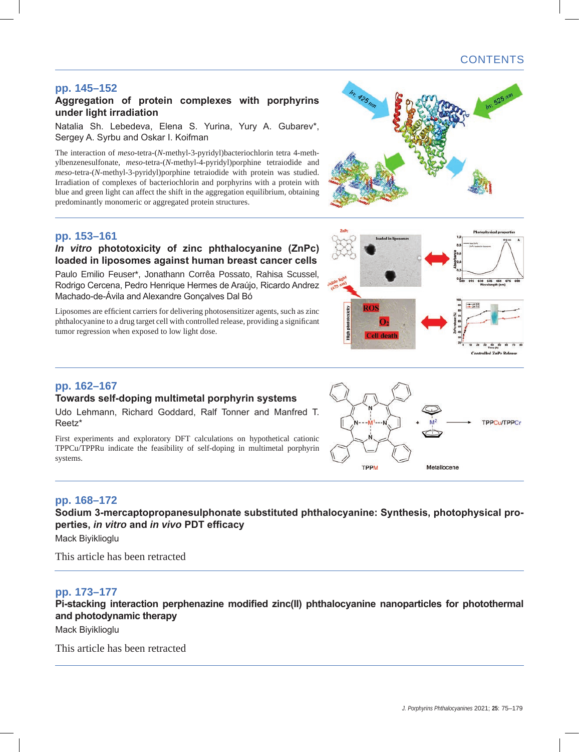# CONTENTS

## pp. 145–152

### Aggregation of protein complexes with porphyrins under light irradiation

Natalia Sh. Lebedeva, Elena S. Yurina, Yury A. Gubarev*, Sergey A. Syrbu and Oskar I. Koifman

The interaction of *meso*-tetra-(*N*-methyl-3-pyridyl)bacteriochlorin tetra 4-methylbenzenesulfonate, *meso*-tetra-(*N*-methyl-4-pyridyl)porphine tetraiodide and *meso*-tetra-(*N*-methyl-3-pyridyl)porphine tetraiodide with protein was studied. Irradiation of complexes of bacteriochlorin and porphyrins with a protein with blue and green light can affect the shift in the aggregation equilibrium, obtaining predominantly monomeric or aggregated protein structures.

## pp. 153–161

### *In vitro* phototoxicity of zinc phthalocyanine (ZnPc) loaded in liposomes against human breast cancer cells

Paulo Emilio Feuser*, Jonathann Corrêa Possato, Rahisa Scussel, Rodrigo Cercena, Pedro Henrique Hermes de Araújo, Ricardo Andrez Machado-de-Ávila and Alexandre Gonçalves Dal Bó

Liposomes are efficient carriers for delivering photosensitizer agents, such as zinc phthalocyanine to a drug target cell with controlled release, providing a significant tumor regression when exposed to low light dose.

## pp. 162–167

### Towards self-doping multimetal porphyrin systems

Udo Lehmann, Richard Goddard, Ralf Tonner and Manfred T. Reetz*

First experiments and exploratory DFT calculations on hypothetical cationic TPPCu/TPPRu indicate the feasibility of self-doping in multimetal porphyrin systems.

## pp. 168–172

### Sodium 3-mercaptopropanesulphonate substituted phthalocyanine: Synthesis, photophysical properties, *in vitro* and *in vivo* PDT efficacy

Mack Biyiklioglu

This article has been retracted

## pp. 173–177

### Pi-stacking interaction perphenazine modified zinc(II) phthalocyanine nanoparticles for photothermal and photodynamic therapy

Mack Biyiklioglu

This article has been retracted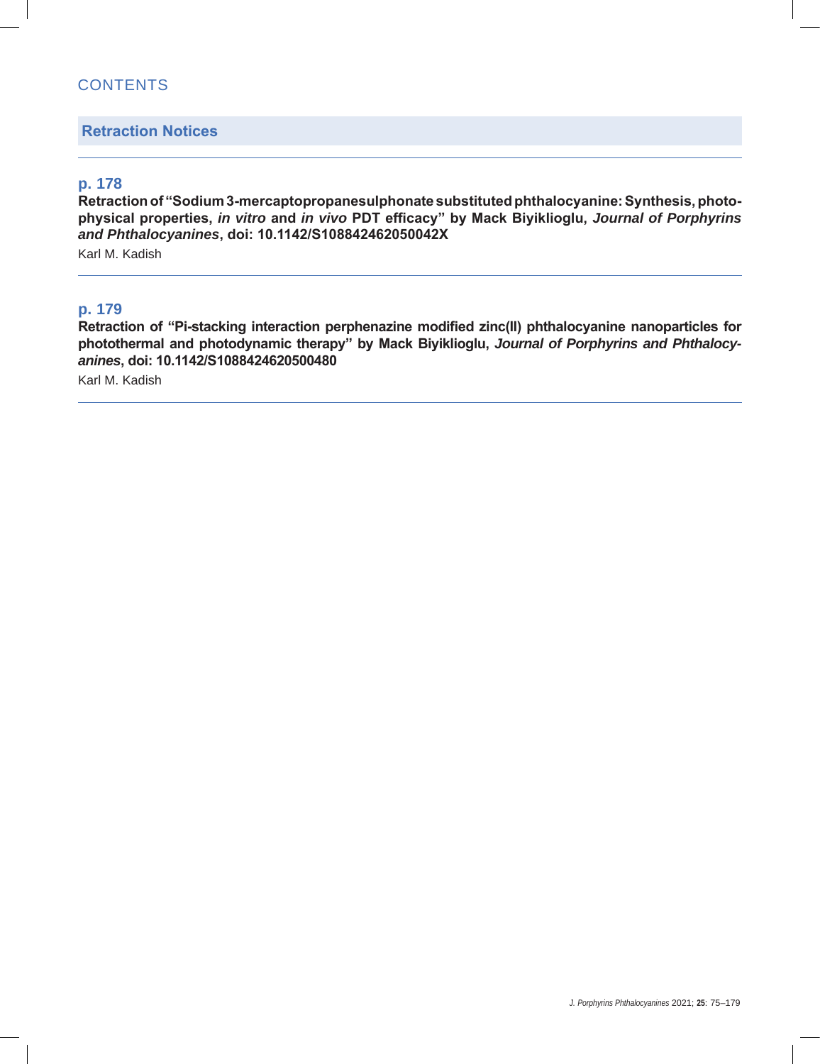## CONTENTS

### Retraction Notices

**p. 178**

**Retraction of "Sodium 3-mercaptopropanesulphonate substituted phthalocyanine: Synthesis, photophysical properties, *in vitro* and *in vivo* PDT efficacy" by Mack Biyiklioglu, *Journal of Porphyrins and Phthalocyanines*, doi: 10.1142/S108842462050042X**

Karl M. Kadish

**p. 179**

**Retraction of "Pi-stacking interaction perphenazine modified zinc(II) phthalocyanine nanoparticles for photothermal and photodynamic therapy" by Mack Biyiklioglu, *Journal of Porphyrins and Phthalocyanines*, doi: 10.1142/S1088424620500480**

Karl M. Kadish